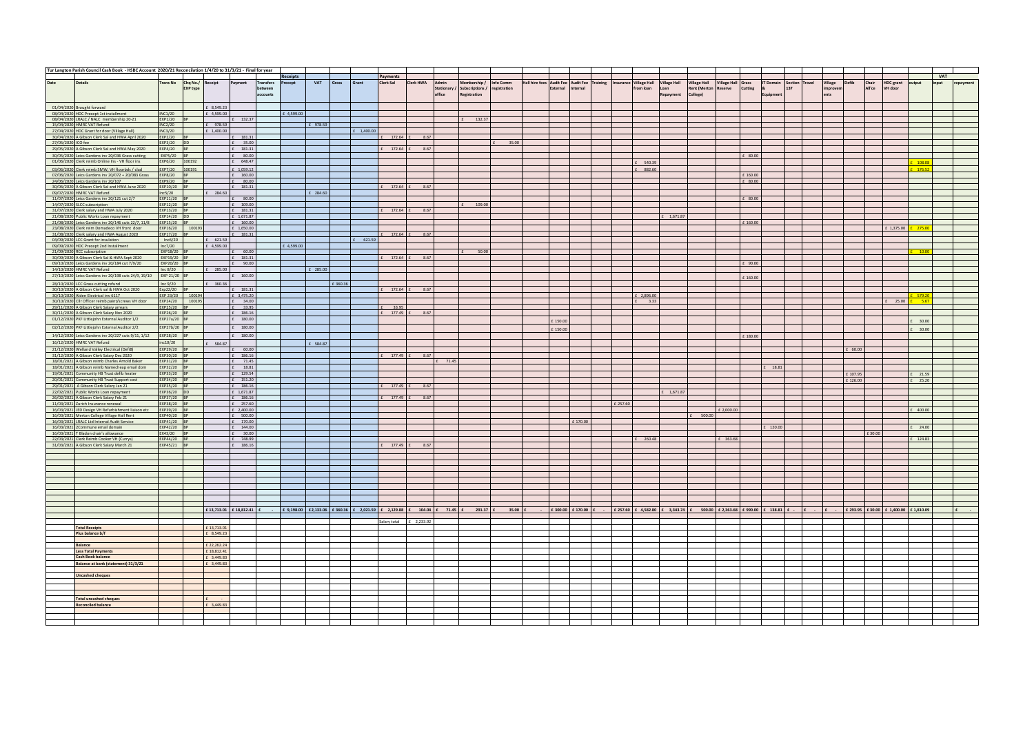# Tur Langton Parish Council Cash Book - HSBC Account 2020/21 Reconciliation 1/4/20 to 31/3/21 - Final for year

| | | | | | | | Receipts | | | | Payments | | | | | | | | | | | | | | | | | | | | | | | VAT | | |
|---|---|---|---|---|---|---|---|---|---|---|---|---|---|---|---|---|---|---|---|---|---|---|---|---|---|---|---|---|---|---|---|---|---|---|---|---|
| Date | Details | Trans No | Chq No./ EXP type | Receipt | Payment | Transfers between accounts | Precept | VAT | Grass | Grant | Clerk Sal | Clerk HWA | Admin Stationery / office | Membership / Subscriptions / Registration | Info Comm registration | Hall hire fees | Audit Fee External | Audit Fee Internal | Training | Insurance | Village Hall from loan | Village Hall Loan Repayment | Village Hall Rent (Merton College) | Village Hall Reserve | Grass Cutting | IT Domain & Equipment | Section 137 | Travel | Village improvements | Defib | Chair All'ce | HDC grant VH door | output | input | repayment |
| 01/04/2020 | Brought forward | | | £ 8,549.23 | | | | | | | | | | | | | | | | | | | | | | | | | | | | | | | |
| 08/04/2020 | HDC Precept 1st installment | INC1/20 | | £ 4,599.00 | | | £ 4,599.00 | | | | | | | | | | | | | | | | | | | | | | | | | | | | |
| 08/04/2020 | LRALC / NALC membership 20-21 | EXP1/20 | BP | | £ 132.37 | | | | | | | | | £ 132.37 | | | | | | | | | | | | | | | | | | | | | |
| 15/04/2020 | HMRC VAT Refund | INC2/20 | | £ 978.59 | | | | £ 978.59 | | | | | | | | | | | | | | | | | | | | | | | | | | | |
| 27/04/2020 | HDC Grant for door (Village Hall) | INC3/20 | | £ 1,400.00 | | | | | | £ 1,400.00 | | | | | | | | | | | | | | | | | | | | | | | | | |
| 30/04/2020 | A Gibson Clerk Sal and HWA April 2020 | EXP2/20 | BP | | £ 181.31 | | | | | | £ 172.64 | £ 8.67 | | | | | | | | | | | | | | | | | | | | | | | |
| 27/05/2020 | ICO fee | EXP3/20 | DD | | £ 35.00 | | | | | | | | | | £ 35.00 | | | | | | | | | | | | | | | | | | | | |
| 29/05/2020 | A Gibson Clerk Sal and HWA May 2020 | EXP4/20 | BP | | £ 181.31 | | | | | | £ 172.64 | £ 8.67 | | | | | | | | | | | | | | | | | | | | | | | |
| 30/05/2020 | Leics Gardens inv 20/036 Grass cutting | EXP5/20 | BP | | £ 80.00 | | | | | | | | | | | | | | | | | | | | £ 80.00 | | | | | | | | | | |
| 01/06/2020 | Clerk reimb Online Ins - VH floor ins | EXP6/20 | 100192 | | £ 648.47 | | | | | | | | | | | | | | | | £ 540.39 | | | | | | | | | | | | £ 108.08 | | |
| 03/06/2020 | Clerk reimb SMW, VH floorbds / clad | EXP7/20 | 100191 | | £ 1,059.12 | | | | | | | | | | | | | | | | £ 882.60 | | | | | | | | | | | | £ 176.52 | | |
| 07/06/2020 | Leics Gardens inv 20/072 + 20/083 Grass | EXP8/20 | BP | | £ 160.00 | | | | | | | | | | | | | | | | | | | | £ 160.00 | | | | | | | | | | |
| 24/06/2020 | Leics Gardens inv 20/107 | EXP9/20 | BP | | £ 80.00 | | | | | | | | | | | | | | | | | | | | £ 80.00 | | | | | | | | | | |
| 30/06/2020 | A Gibson Clerk Sal and HWA June 2020 | EXP10/20 | BP | | £ 181.31 | | | | | | £ 172.64 | £ 8.67 | | | | | | | | | | | | | | | | | | | | | | | |
| 09/07/2020 | HMRC VAT Refund | Inc5/20 | | £ 284.60 | | | | £ 284.60 | | | | | | | | | | | | | | | | | | | | | | | | | | | |
| 11/07/2020 | Leics Gardens inv 20/121 cut 2/7 | EXP11/20 | BP | | £ 80.00 | | | | | | | | | | | | | | | | | | | | £ 80.00 | | | | | | | | | | |
| 14/07/2020 | SLCC subscription | EXP12/20 | BP | | £ 109.00 | | | | | | | | | £ 109.00 | | | | | | | | | | | | | | | | | | | | | |
| 31/07/2020 | Clerk salary and HWA July 2020 | EXP13/20 | BP | | £ 181.31 | | | | | | £ 172.64 | £ 8.67 | | | | | | | | | | | | | | | | | | | | | | | |
| 21/08/2020 | Public Works Loan repayment | EXP14/20 | DD | | £ 1,671.87 | | | | | | | | | | | | | | | | | £ 1,671.87 | | | | | | | | | | | | | |
| 21/08/2020 | Leics Gardens inv 20/146 cuts 22/7, 11/8 | EXP15/20 | BP | | £ 160.00 | | | | | | | | | | | | | | | | | | | | £ 160.00 | | | | | | | | | | |
| 23/08/2020 | Clerk reim Domadeco VH front door | EXP16/20 | 100193 | | £ 1,650.00 | | | | | | | | | | | | | | | | | | | | | | | | | | | £ 1,375.00 | £ 275.00 | | |
| 31/08/2020 | Clerk salary and HWA August 2020 | EXP17/20 | BP | | £ 181.31 | | | | | | £ 172.64 | £ 8.67 | | | | | | | | | | | | | | | | | | | | | | | |
| 04/09/2020 | LCC Grant for insulation | Inc6/20 | | £ 621.59 | | | | | | £ 621.59 | | | | | | | | | | | | | | | | | | | | | | | | | |
| 09/09/2020 | HDC Precept 2nd Installment | Inc7/20 | | £ 4,599.00 | | | £ 4,599.00 | | | | | | | | | | | | | | | | | | | | | | | | | | | | |
| 21/09/2020 | RCC subscription | EXP18/20 | BP | | £ 60.00 | | | | | | | | | £ 50.00 | | | | | | | | | | | | | | | | | | | £ 10.00 | | |
| 30/09/2020 | A Gibson Clerk Sal & HWA Sept 2020 | EXP19/20 | BP | | £ 181.31 | | | | | | £ 172.64 | £ 8.67 | | | | | | | | | | | | | | | | | | | | | | | |
| 09/10/2020 | Leics Gardens inv 20/184 cut 7/9/20 | EXP20/20 | BP | | £ 90.00 | | | | | | | | | | | | | | | | | | | | £ 90.00 | | | | | | | | | | |
| 14/10/2020 | HMRC VAT Refund | Inc 8/20 | | £ 285.00 | | | | £ 285.00 | | | | | | | | | | | | | | | | | | | | | | | | | | | |
| 27/10/2020 | Leics Gardens inv 20/198 cuts 24/9, 19/10 | EXP 21/20 | BP | | £ 160.00 | | | | | | | | | | | | | | | | | | | | £ 160.00 | | | | | | | | | | |
| 28/10/2020 | LCC Grass cutting refund | Inc 9/20 | | £ 360.36 | | | | | £ 360.36 | | | | | | | | | | | | | | | | | | | | | | | | | | |
| 30/10/2020 | A Gibson Clerk sal & HWA Oct 20 | Exp22/20 | BP | | £ 181.31 | | | | | | £ 172.64 | £ 8.67 | | | | | | | | | | | | | | | | | | | | | | | |
| 30/10/2020 | Alden Electrical inv 6117 | EXP 23/20 | 100194 | | £ 3,475.20 | | | | | | | | | | | | | | | | £ 2,896.00 | | | | | | | | | | | | £ 579.20 | | |
| 30/10/2020 | Cllr Officer reimb paint/screws VH door | EXP24/20 | 100195 | | £ 34.00 | | | | | | | | | | | | | | | | £ 3.33 | | | | | | | | | | | £ 25.00 | £ 5.67 | | |
| 29/11/2020 | A Gibson Clerk Salary arrears | EXP25/20 | BP | | £ 33.95 | | | | | | £ 33.95 | | | | | | | | | | | | | | | | | | | | | | | | |
| 30/11/2020 | A Gibson Clerk Salary Nov 2020 | EXP26/20 | BP | | £ 186.16 | | | | | | £ 177.49 | £ 8.67 | | | | | | | | | | | | | | | | | | | | | | | |
| 01/12/2020 | PKF Littlejohn External Auditor 1/2 | EXP27a/20 | BP | | £ 180.00 | | | | | | | | | | | | £ 150.00 | | | | | | | | | | | | | | | | £ 30.00 | | |
| 02/12/2020 | PKF Littlejohn External Auditor 2/2 | EXP27b/20 | BP | | £ 180.00 | | | | | | | | | | | | £ 150.00 | | | | | | | | | | | | | | | | £ 30.00 | | |
| 14/12/2020 | Leics Gardens inv 20/227 cuts 9/11, 1/12 | EXP28/20 | BP | | £ 180.00 | | | | | | | | | | | | | | | | | | | | £ 180.00 | | | | | | | | | | |
| 16/12/2020 | HMRC VAT Refund | Inc10/20 | | £ 584.87 | | | | £ 584.87 | | | | | | | | | | | | | | | | | | | | | | | | | | | |
| 21/12/2020 | Welland Valley Electrical (Defib) | EXP29/20 | BP | | £ 60.00 | | | | | | | | | | | | | | | | | | | | | | | | | £ 60.00 | | | | | |
| 31/12/2020 | A Gibson Clerk Salary Dec 2020 | EXP30/20 | BP | | £ 186.16 | | | | | | £ 177.49 | £ 8.67 | | | | | | | | | | | | | | | | | | | | | | | |
| 18/01/2021 | A Gibson reimb Charles Arnold Baker | EXP31/20 | BP | | £ 71.45 | | | | | | | | £ 71.45 | | | | | | | | | | | | | | | | | | | | | | |
| 18/01/2021 | A Gibson reimb Namecheap email dom | EXP32/20 | BP | | £ 18.81 | | | | | | | | | | | | | | | | | | | | | £ 18.81 | | | | | | | | | |
| 19/01/2021 | Community HB Trust defib heater | EXP33/20 | BP | | £ 129.54 | | | | | | | | | | | | | | | | | | | | | | | | | £ 107.95 | | | £ 21.59 | | |
| 20/01/2021 | Community HB Trust Support cost | EXP34/20 | BP | | £ 151.20 | | | | | | | | | | | | | | | | | | | | | | | | | £ 126.00 | | | £ 25.20 | | |
| 29/01/2021 | A Gibson Clerk Salary Jan 21 | EXP35/20 | BP | | £ 186.16 | | | | | | £ 177.49 | £ 8.67 | | | | | | | | | | | | | | | | | | | | | | | |
| 22/02/2021 | Public Works Loan repayment | EXP36/20 | DD | | £ 1,671.87 | | | | | | | | | | | | | | | | | £ 1,671.87 | | | | | | | | | | | | | |
| 26/02/2021 | A Gibson Clerk Salary Feb 21 | EXP37/20 | BP | | £ 186.16 | | | | | | £ 177.49 | £ 8.67 | | | | | | | | | | | | | | | | | | | | | | | |
| 11/03/2021 | Zurich Insurance renewal | EXP38/20 | BP | | £ 257.60 | | | | | | | | | | | | | | | £ 257.60 | | | | | | | | | | | | | | | |
| 16/03/2021 | JED Design VH Refurbishment liaison etc | EXP39/20 | BP | | £ 2,400.00 | | | | | | | | | | | | | | | | | | | £ 2,000.00 | | | | | | | | | £ 400.00 | | |
| 16/03/2021 | Merton College Village Hall Rent | EXP40/20 | BP | | £ 500.00 | | | | | | | | | | | | | | | | | | £ 500.00 | | | | | | | | | | | | |
| 16/03/2021 | LRALC Ltd Internal Audit Service | EXP41/20 | BP | | £ 170.00 | | | | | | | | | | | | | £ 170.00 | | | | | | | | | | | | | | | | | |
| 16/03/2021 | 2Commune email domain | EXP42/20 | BP | | £ 144.00 | | | | | | | | | | | | | | | | | | | | | £ 120.00 | | | | | | | £ 24.00 | | |
| 16/03/2021 | T Bladon chair's allowance | EX43/20 | BP | | £ 30.00 | | | | | | | | | | | | | | | | | | | | | | | | | | £ 30.00 | | | | |
| 22/03/2021 | Clerk Reimb Cooker VH (Currys) | EXP44/20 | BP | | £ 748.99 | | | | | | | | | | | | | | | | £ 260.48 | | | £ 363.68 | | | | | | | | | £ 124.83 | | |
| 31/03/2021 | A Gibson Clerk Salary March 21 | EXP45/21 | BP | | £ 186.16 | | | | | | £ 177.49 | £ 8.67 | | | | | | | | | | | | | | | | | | | | | | | |
| | | | | £ 13,713.01 | £ 18,812.41 | £ - | £ 9,198.00 | £ 2,133.06 | £ 360.36 | £ 2,021.59 | £ 2,129.88 | £ 104.04 | £ 71.45 | £ 291.37 | £ 35.00 | £ - | £ 300.00 | £ 170.00 | £ - | £ 257.60 | £ 4,582.80 | £ 3,343.74 | £ 500.00 | £ 2,363.68 | £ 990.00 | £ 138.81 | £ - | £ - | £ - | £ 293.95 | £ 30.00 | £ 1,400.00 | £ 1,810.09 | | £ - |
| | | | | | | | | | | | Salary total | £ 2,233.92 | | | | | | | | | | | | | | | | | | | | | | | |

| | |
|---|---|
| **Total Receipts** | £ 13,713.01 |
| **Plus balance b/f** | £ 8,549.23 |
| | |
| **Balance** | £ 22,262.24 |
| **Less Total Payments** | £ 18,812.41 |
| **Cash Book balance** | £ 3,449.83 |
| **Balance at bank (statement) 31/3/21** | £ 3,449.83 |
| | |
| **Uncashed cheques** | |
| | |
| **Total uncashed cheques** | £ - |
| **Reconciled balance** | £ 3,449.83 |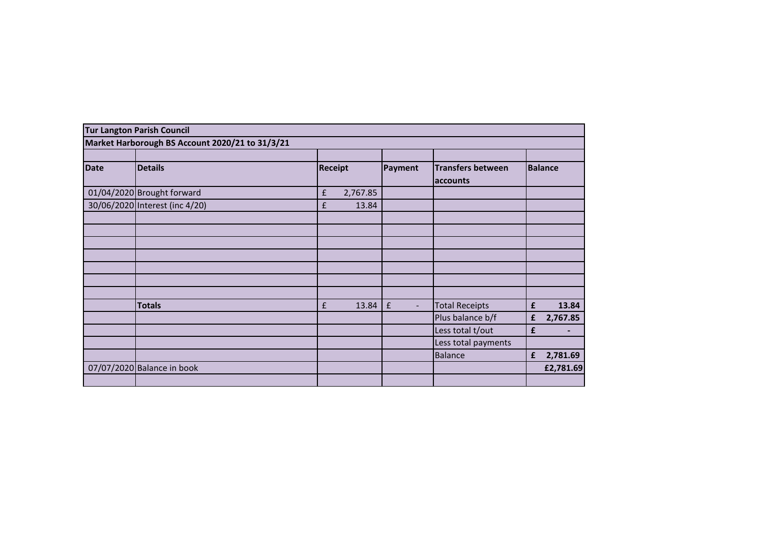| Tur Langton Parish Council | | | | | |
|---|---|---|---|---|---|
| Market Harborough BS Account 2020/21 to 31/3/21 | | | | | |
| | | | | | |
| **Date** | **Details** | **Receipt** | **Payment** | **Transfers between accounts** | **Balance** |
| 01/04/2020 | Brought forward | £ 2,767.85 | | | |
| 30/06/2020 | Interest (inc 4/20) | £ 13.84 | | | |
| | | | | | |
| | | | | | |
| | | | | | |
| | | | | | |
| | | | | | |
| | | | | | |
| | | | | | |
| | **Totals** | £ 13.84 | £ - | Total Receipts | **£ 13.84** |
| | | | | Plus balance b/f | **£ 2,767.85** |
| | | | | Less total t/out | **£ -** |
| | | | | Less total payments | |
| | | | | Balance | **£ 2,781.69** |
| 07/07/2020 | Balance in book | | | | **£2,781.69** |
| | | | | | |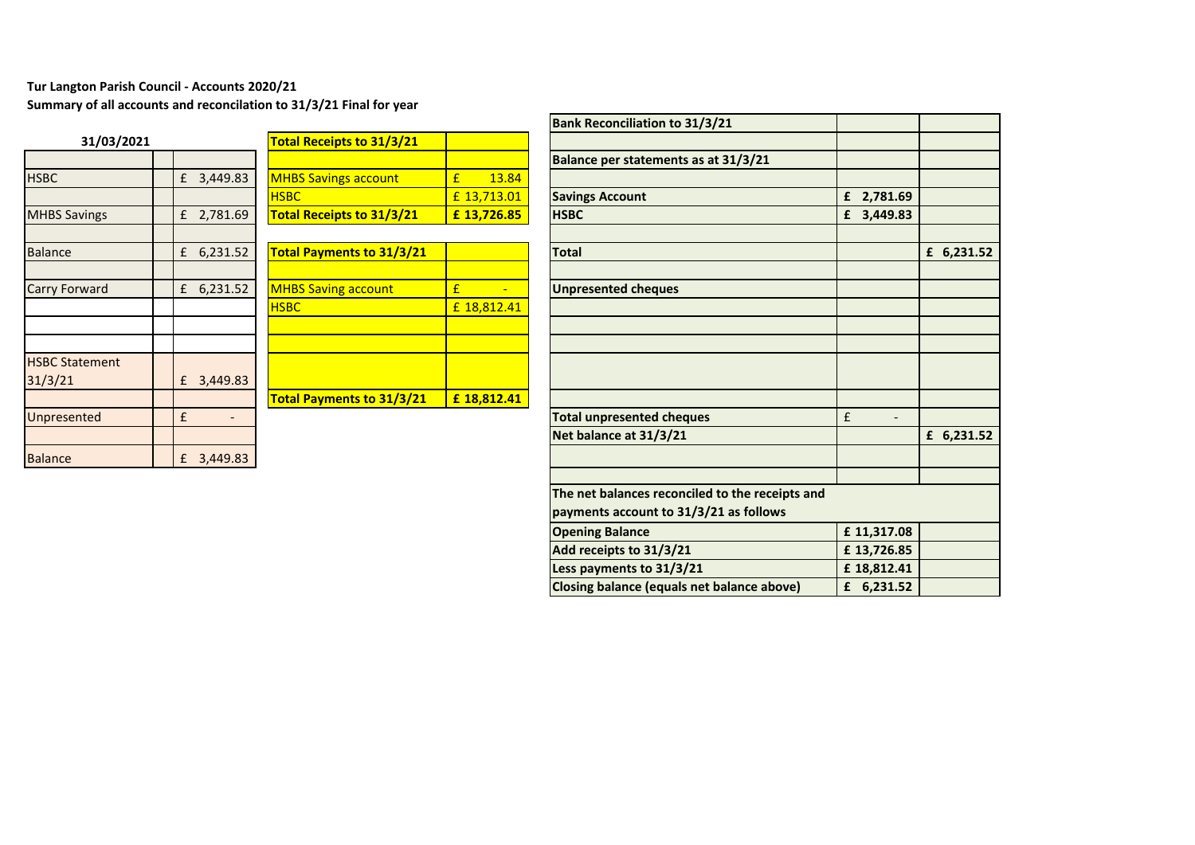**Tur Langton Parish Council - Accounts 2020/21**

**Summary of all accounts and reconcilation to 31/3/21 Final for year**

| **31/03/2021** | | |
|---|---|---|
| | | |
| HSBC | | £ 3,449.83 |
| | | |
| MHBS Savings | | £ 2,781.69 |
| | | |
| Balance | | £ 6,231.52 |
| | | |
| Carry Forward | | £ 6,231.52 |
| | | |
| | | |
| | | |
| HSBC Statement 31/3/21 | | £ 3,449.83 |
| | | |
| Unpresented | | £ - |
| | | |
| Balance | | £ 3,449.83 |

| **Total Receipts to 31/3/21** | |
|---|---|
| | |
| MHBS Savings account | £ 13.84 |
| HSBC | £ 13,713.01 |
| **Total Receipts to 31/3/21** | **£ 13,726.85** |

| **Total Payments to 31/3/21** | |
|---|---|
| | |
| MHBS Saving account | £ - |
| HSBC | £ 18,812.41 |
| | |
| | |
| | |
| **Total Payments to 31/3/21** | **£ 18,812.41** |

| **Bank Reconciliation to 31/3/21** | | |
|---|---|---|
| | | |
| **Balance per statements as at 31/3/21** | | |
| | | |
| **Savings Account** | **£ 2,781.69** | |
| **HSBC** | **£ 3,449.83** | |
| | | |
| **Total** | | **£ 6,231.52** |
| | | |
| **Unpresented cheques** | | |
| | | |
| | | |
| | | |
| | | |
| | | |
| **Total unpresented cheques** | £ - | |
| **Net balance at 31/3/21** | | **£ 6,231.52** |
| | | |
| | | |
| **The net balances reconciled to the receipts and payments account to 31/3/21 as follows** | | |
| **Opening Balance** | **£ 11,317.08** | |
| **Add receipts to 31/3/21** | **£ 13,726.85** | |
| **Less payments to 31/3/21** | **£ 18,812.41** | |
| **Closing balance (equals net balance above)** | **£ 6,231.52** | |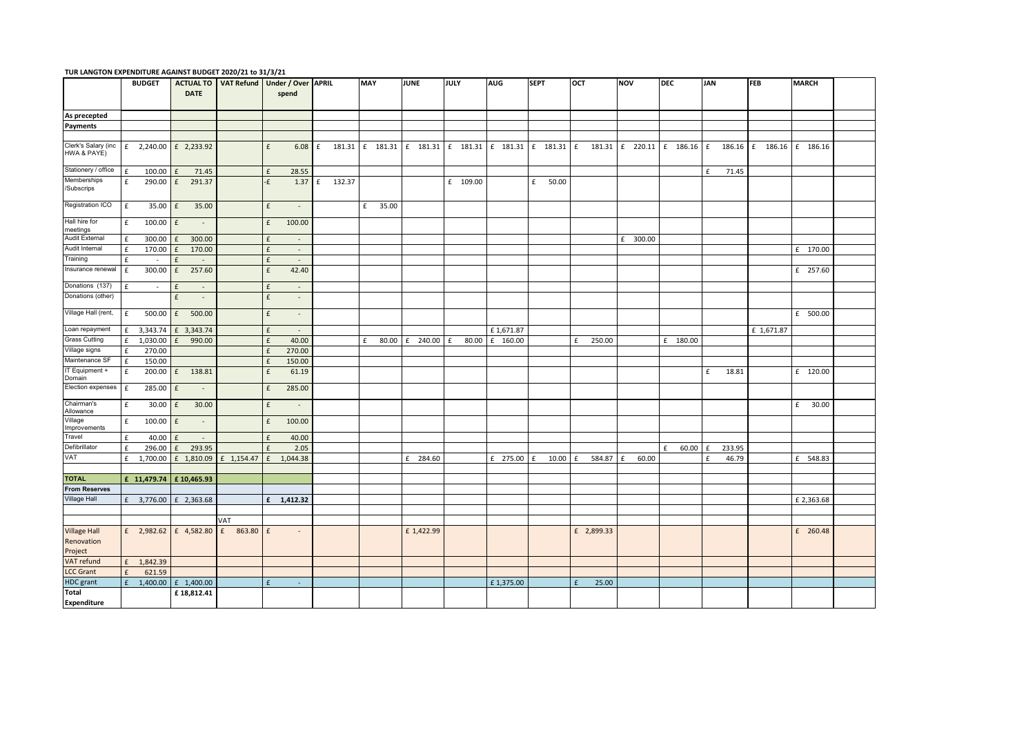**TUR LANGTON EXPENDITURE AGAINST BUDGET 2020/21 to 31/3/21**

| | BUDGET | ACTUAL TO DATE | VAT Refund | Under / Over spend | APRIL | MAY | JUNE | JULY | AUG | SEPT | OCT | NOV | DEC | JAN | FEB | MARCH | |
|---|---|---|---|---|---|---|---|---|---|---|---|---|---|---|---|---|---|
| **As precepted** | | | | | | | | | | | | | | | | | |
| **Payments** | | | | | | | | | | | | | | | | | |
| | | | | | | | | | | | | | | | | | |
| Clerk's Salary (inc HWA & PAYE) | £ 2,240.00 | £ 2,233.92 | | £ 6.08 | £ 181.31 | £ 181.31 | £ 181.31 | £ 181.31 | £ 181.31 | £ 181.31 | £ 181.31 | £ 220.11 | £ 186.16 | £ 186.16 | £ 186.16 | £ 186.16 | |
| Stationery / office | £ 100.00 | £ 71.45 | | £ 28.55 | | | | | | | | | | £ 71.45 | | | |
| Memberships /Subscrips | £ 290.00 | £ 291.37 | | -£ 1.37 | £ 132.37 | | | £ 109.00 | | £ 50.00 | | | | | | | |
| Registration ICO | £ 35.00 | £ 35.00 | | £ - | | £ 35.00 | | | | | | | | | | | |
| Hall hire for meetings | £ 100.00 | £ - | | £ 100.00 | | | | | | | | | | | | | |
| Audit External | £ 300.00 | £ 300.00 | | £ - | | | | | | | | £ 300.00 | | | | | |
| Audit Internal | £ 170.00 | £ 170.00 | | £ - | | | | | | | | | | | | £ 170.00 | |
| Training | £ - | £ - | | £ - | | | | | | | | | | | | | |
| Insurance renewal | £ 300.00 | £ 257.60 | | £ 42.40 | | | | | | | | | | | | £ 257.60 | |
| Donations (137) | £ - | £ - | | £ - | | | | | | | | | | | | | |
| Donations (other) | | £ - | | £ - | | | | | | | | | | | | | |
| Village Hall (rent, | £ 500.00 | £ 500.00 | | £ - | | | | | | | | | | | | £ 500.00 | |
| Loan repayment | £ 3,343.74 | £ 3,343.74 | | £ - | | | | | £ 1,671.87 | | | | | | £ 1,671.87 | | |
| Grass Cutting | £ 1,030.00 | £ 990.00 | | £ 40.00 | | £ 80.00 | £ 240.00 | £ 80.00 | £ 160.00 | | £ 250.00 | | £ 180.00 | | | | |
| Village signs | £ 270.00 | | | £ 270.00 | | | | | | | | | | | | | |
| Maintenance SF | £ 150.00 | | | £ 150.00 | | | | | | | | | | | | | |
| IT Equipment + Domain | £ 200.00 | £ 138.81 | | £ 61.19 | | | | | | | | | | £ 18.81 | | £ 120.00 | |
| Election expenses | £ 285.00 | £ - | | £ 285.00 | | | | | | | | | | | | | |
| Chairman's Allowance | £ 30.00 | £ 30.00 | | £ - | | | | | | | | | | | | £ 30.00 | |
| Village Improvements | £ 100.00 | £ - | | £ 100.00 | | | | | | | | | | | | | |
| Travel | £ 40.00 | £ - | | £ 40.00 | | | | | | | | | | | | | |
| Defibrillator | £ 296.00 | £ 293.95 | | £ 2.05 | | | | | | | | | £ 60.00 | £ 233.95 | | | |
| VAT | £ 1,700.00 | £ 1,810.09 | £ 1,154.47 | £ 1,044.38 | | | £ 284.60 | | £ 275.00 | £ 10.00 | £ 584.87 | £ 60.00 | | £ 46.79 | | £ 548.83 | |
| | | | | | | | | | | | | | | | | | |
| **TOTAL** | £ 11,479.74 | £ 10,465.93 | | | | | | | | | | | | | | | |
| **From Reserves** | | | | | | | | | | | | | | | | | |
| Village Hall | £ 3,776.00 | £ 2,363.68 | | £ 1,412.32 | | | | | | | | | | | | £ 2,363.68 | |
| | | | | | | | | | | | | | | | | | |
| | | | VAT | | | | | | | | | | | | | | |
| Village Hall Renovation Project | £ 2,982.62 | £ 4,582.80 | £ 863.80 | £ - | | | £ 1,422.99 | | | | £ 2,899.33 | | | | | £ 260.48 | |
| VAT refund | £ 1,842.39 | | | | | | | | | | | | | | | | |
| LCC Grant | £ 621.59 | | | | | | | | | | | | | | | | |
| HDC grant | £ 1,400.00 | £ 1,400.00 | | £ - | | | | | £ 1,375.00 | | £ 25.00 | | | | | | |
| **Total Expenditure** | | £ 18,812.41 | | | | | | | | | | | | | | | |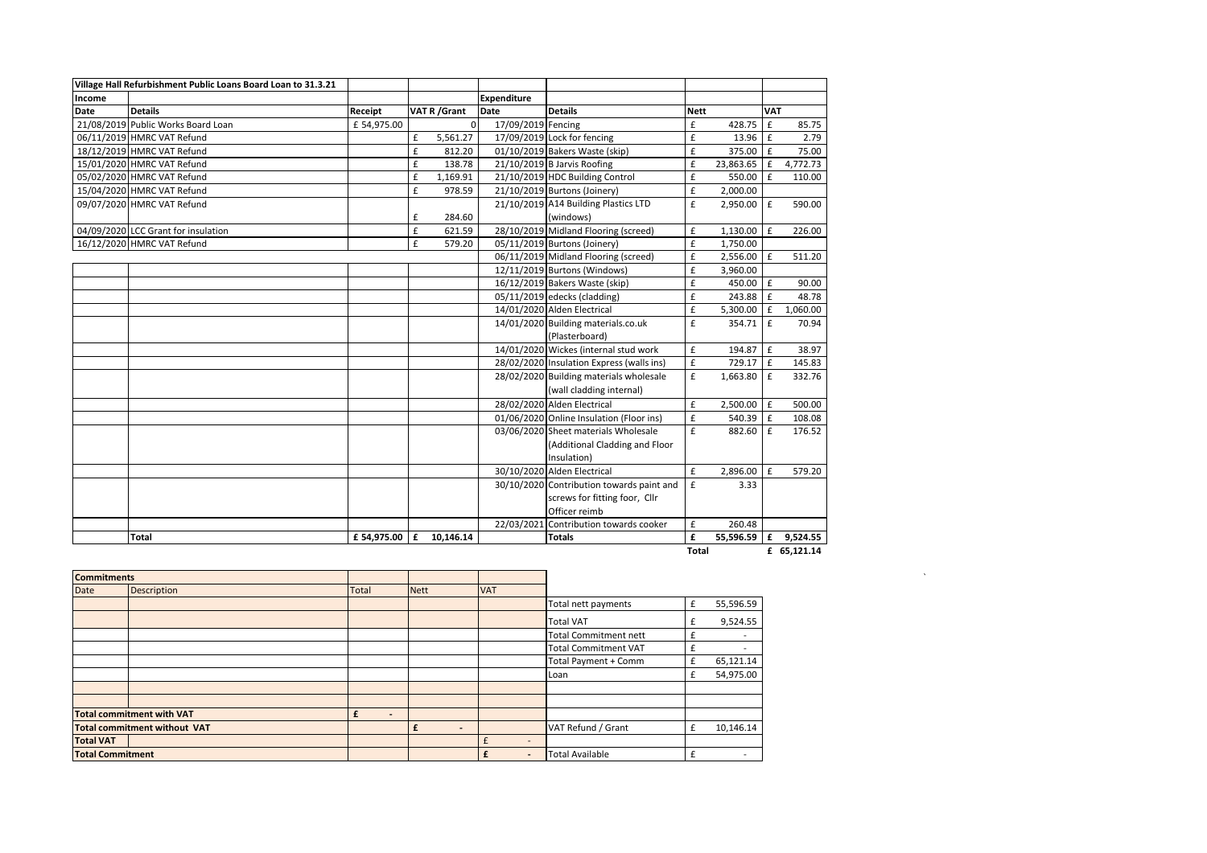| Village Hall Refurbishment Public Loans Board Loan to 31.3.21 | | | | | | | |
|---|---|---|---|---|---|---|---|
| Income | | | | Expenditure | | | |
| Date | Details | Receipt | VAT R /Grant | Date | Details | Nett | VAT |
| 21/08/2019 | Public Works Board Loan | £ 54,975.00 | 0 | 17/09/2019 | Fencing | £ 428.75 | £ 85.75 |
| 06/11/2019 | HMRC VAT Refund | | £ 5,561.27 | 17/09/2019 | Lock for fencing | £ 13.96 | £ 2.79 |
| 18/12/2019 | HMRC VAT Refund | | £ 812.20 | 01/10/2019 | Bakers Waste (skip) | £ 375.00 | £ 75.00 |
| 15/01/2020 | HMRC VAT Refund | | £ 138.78 | 21/10/2019 | B Jarvis Roofing | £ 23,863.65 | £ 4,772.73 |
| 05/02/2020 | HMRC VAT Refund | | £ 1,169.91 | 21/10/2019 | HDC Building Control | £ 550.00 | £ 110.00 |
| 15/04/2020 | HMRC VAT Refund | | £ 978.59 | 21/10/2019 | Burtons (Joinery) | £ 2,000.00 | |
| 09/07/2020 | HMRC VAT Refund | | £ 284.60 | 21/10/2019 | A14 Building Plastics LTD (windows) | £ 2,950.00 | £ 590.00 |
| 04/09/2020 | LCC Grant for insulation | | £ 621.59 | 28/10/2019 | Midland Flooring (screed) | £ 1,130.00 | £ 226.00 |
| 16/12/2020 | HMRC VAT Refund | | £ 579.20 | 05/11/2019 | Burtons (Joinery) | £ 1,750.00 | |
| | | | | 06/11/2019 | Midland Flooring (screed) | £ 2,556.00 | £ 511.20 |
| | | | | 12/11/2019 | Burtons (Windows) | £ 3,960.00 | |
| | | | | 16/12/2019 | Bakers Waste (skip) | £ 450.00 | £ 90.00 |
| | | | | 05/11/2019 | edecks (cladding) | £ 243.88 | £ 48.78 |
| | | | | 14/01/2020 | Alden Electrical | £ 5,300.00 | £ 1,060.00 |
| | | | | 14/01/2020 | Building materials.co.uk (Plasterboard) | £ 354.71 | £ 70.94 |
| | | | | 14/01/2020 | Wickes (internal stud work | £ 194.87 | £ 38.97 |
| | | | | 28/02/2020 | Insulation Express (walls ins) | £ 729.17 | £ 145.83 |
| | | | | 28/02/2020 | Building materials wholesale (wall cladding internal) | £ 1,663.80 | £ 332.76 |
| | | | | 28/02/2020 | Alden Electrical | £ 2,500.00 | £ 500.00 |
| | | | | 01/06/2020 | Online Insulation (Floor ins) | £ 540.39 | £ 108.08 |
| | | | | 03/06/2020 | Sheet materials Wholesale (Additional Cladding and Floor Insulation) | £ 882.60 | £ 176.52 |
| | | | | 30/10/2020 | Alden Electrical | £ 2,896.00 | £ 579.20 |
| | | | | 30/10/2020 | Contribution towards paint and screws for fitting foor, Cllr Officer reimb | £ 3.33 | |
| | | | | 22/03/2021 | Contribution towards cooker | £ 260.48 | |
| | **Total** | **£ 54,975.00** | **£ 10,146.14** | | **Totals** | **£ 55,596.59** | **£ 9,524.55** |
| | | | | | | **Total** | **£ 65,121.14** |

| Commitments | | | | | | |
|---|---|---|---|---|---|---|
| Date | Description | Total | Nett | VAT | | |
| | | | | | Total nett payments | £ 55,596.59 |
| | | | | | Total VAT | £ 9,524.55 |
| | | | | | Total Commitment nett | £ - |
| | | | | | Total Commitment VAT | £ - |
| | | | | | Total Payment + Comm | £ 65,121.14 |
| | | | | | Loan | £ 54,975.00 |
| | | | | | | |
| | | | | | | |
| **Total commitment with VAT** | | **£ -** | | | | |
| **Total commitment without VAT** | | | **£ -** | | VAT Refund / Grant | £ 10,146.14 |
| **Total VAT** | | | | £ - | | |
| **Total Commitment** | | | | **£ -** | Total Available | £ - |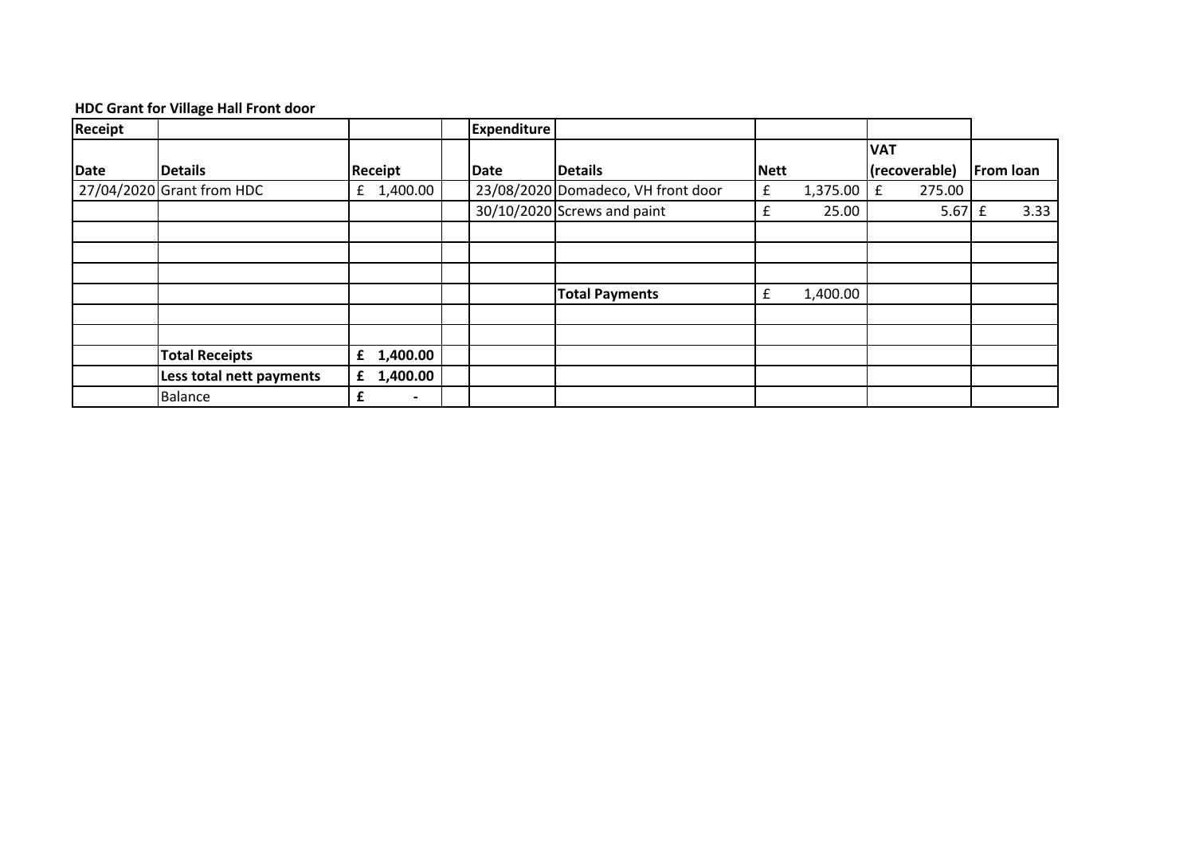**HDC Grant for Village Hall Front door**

| Receipt | | | | Expenditure | | | | |
|---|---|---|---|---|---|---|---|---|
| Date | Details | Receipt | | Date | Details | Nett | VAT (recoverable) | From loan |
| 27/04/2020 | Grant from HDC | £ 1,400.00 | | 23/08/2020 | Domadeco, VH front door | £ 1,375.00 | £ 275.00 | |
| | | | | 30/10/2020 | Screws and paint | £ 25.00 | 5.67 | £ 3.33 |
| | | | | | | | | |
| | | | | | | | | |
| | | | | | | | | |
| | | | | | **Total Payments** | £ 1,400.00 | | |
| | | | | | | | | |
| | | | | | | | | |
| | **Total Receipts** | **£ 1,400.00** | | | | | | |
| | **Less total nett payments** | **£ 1,400.00** | | | | | | |
| | Balance | **£ -** | | | | | | |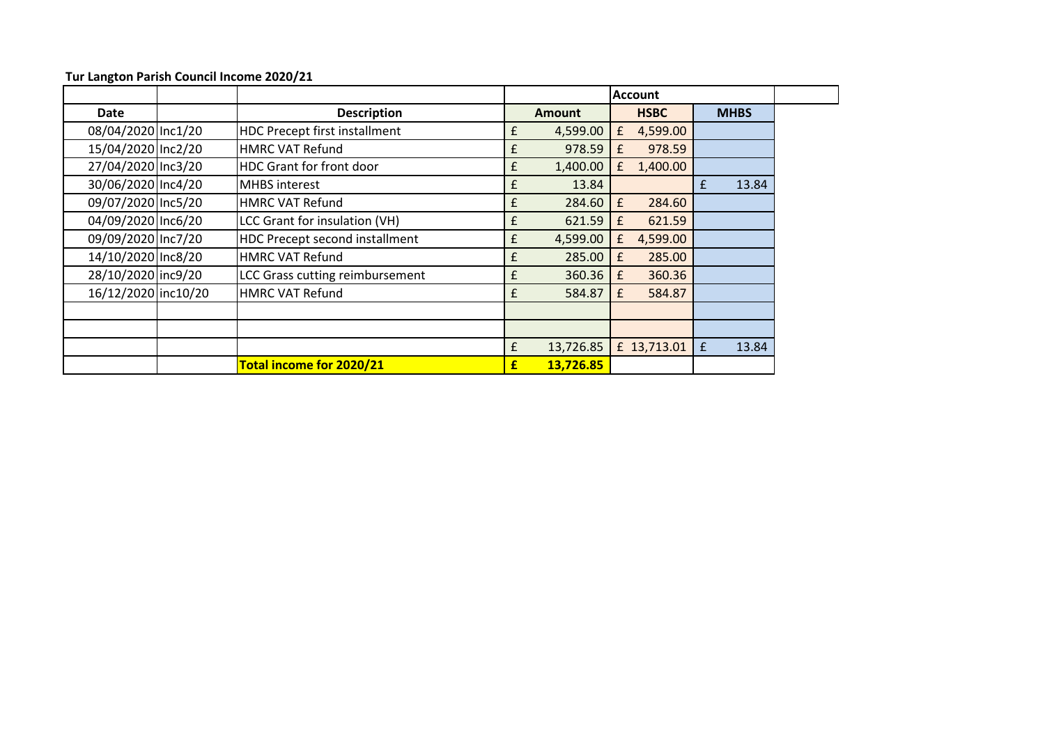**Tur Langton Parish Council Income 2020/21**

| | | | | Account | | |
|---|---|---|---|---|---|---|
| **Date** | | **Description** | **Amount** | **HSBC** | **MHBS** | |
| 08/04/2020 | Inc1/20 | HDC Precept first installment | £ 4,599.00 | £ 4,599.00 | | |
| 15/04/2020 | Inc2/20 | HMRC VAT Refund | £ 978.59 | £ 978.59 | | |
| 27/04/2020 | Inc3/20 | HDC Grant for front door | £ 1,400.00 | £ 1,400.00 | | |
| 30/06/2020 | Inc4/20 | MHBS interest | £ 13.84 | | £ 13.84 | |
| 09/07/2020 | Inc5/20 | HMRC VAT Refund | £ 284.60 | £ 284.60 | | |
| 04/09/2020 | Inc6/20 | LCC Grant for insulation (VH) | £ 621.59 | £ 621.59 | | |
| 09/09/2020 | Inc7/20 | HDC Precept second installment | £ 4,599.00 | £ 4,599.00 | | |
| 14/10/2020 | Inc8/20 | HMRC VAT Refund | £ 285.00 | £ 285.00 | | |
| 28/10/2020 | inc9/20 | LCC Grass cutting reimbursement | £ 360.36 | £ 360.36 | | |
| 16/12/2020 | inc10/20 | HMRC VAT Refund | £ 584.87 | £ 584.87 | | |
| | | | | | | |
| | | | | | | |
| | | | £ 13,726.85 | £ 13,713.01 | £ 13.84 | |
| | | **Total income for 2020/21** | **£ 13,726.85** | | | |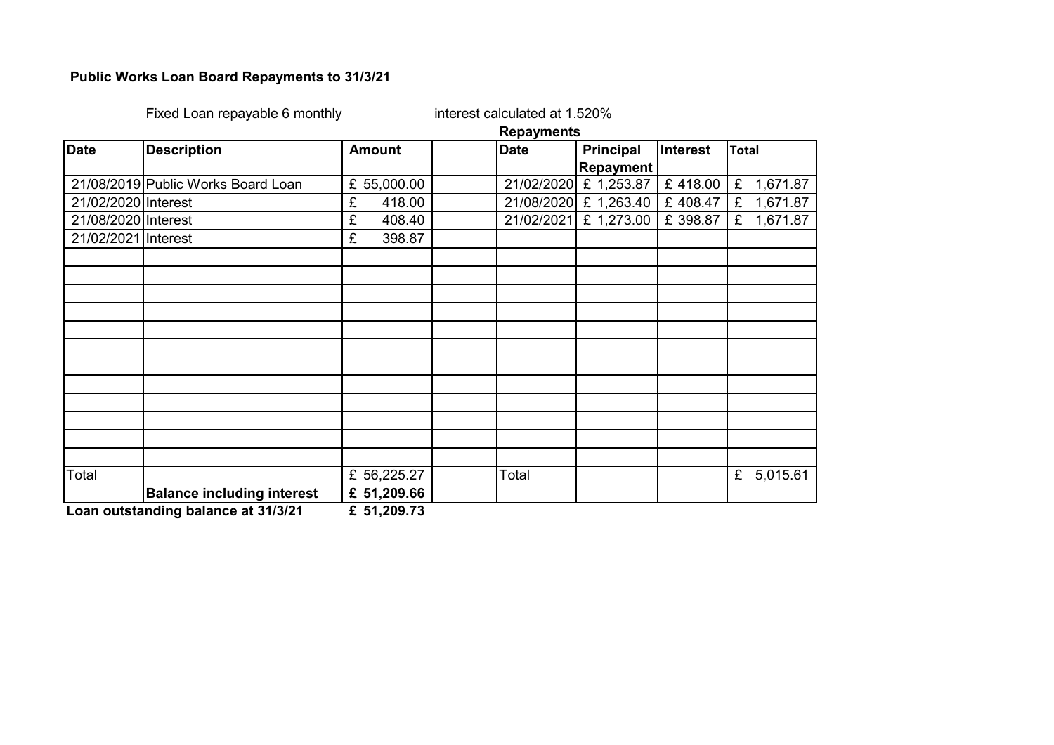**Public Works Loan Board Repayments to 31/3/21**

Fixed Loan repayable 6 monthly — interest calculated at 1.520%

| Date | Description | Amount | | Date | Principal Repayment | Interest | Total |
|---|---|---|---|---|---|---|---|
| | | | | **Repayments** | | | |
| 21/08/2019 | Public Works Board Loan | £ 55,000.00 | | 21/02/2020 | £ 1,253.87 | £ 418.00 | £ 1,671.87 |
| 21/02/2020 | Interest | £ 418.00 | | 21/08/2020 | £ 1,263.40 | £ 408.47 | £ 1,671.87 |
| 21/08/2020 | Interest | £ 408.40 | | 21/02/2021 | £ 1,273.00 | £ 398.87 | £ 1,671.87 |
| 21/02/2021 | Interest | £ 398.87 | | | | | |
| Total | | £ 56,225.27 | | Total | | | £ 5,015.61 |
| | **Balance including interest** | **£ 51,209.66** | | | | | |

**Loan outstanding balance at 31/3/21** **£ 51,209.73**